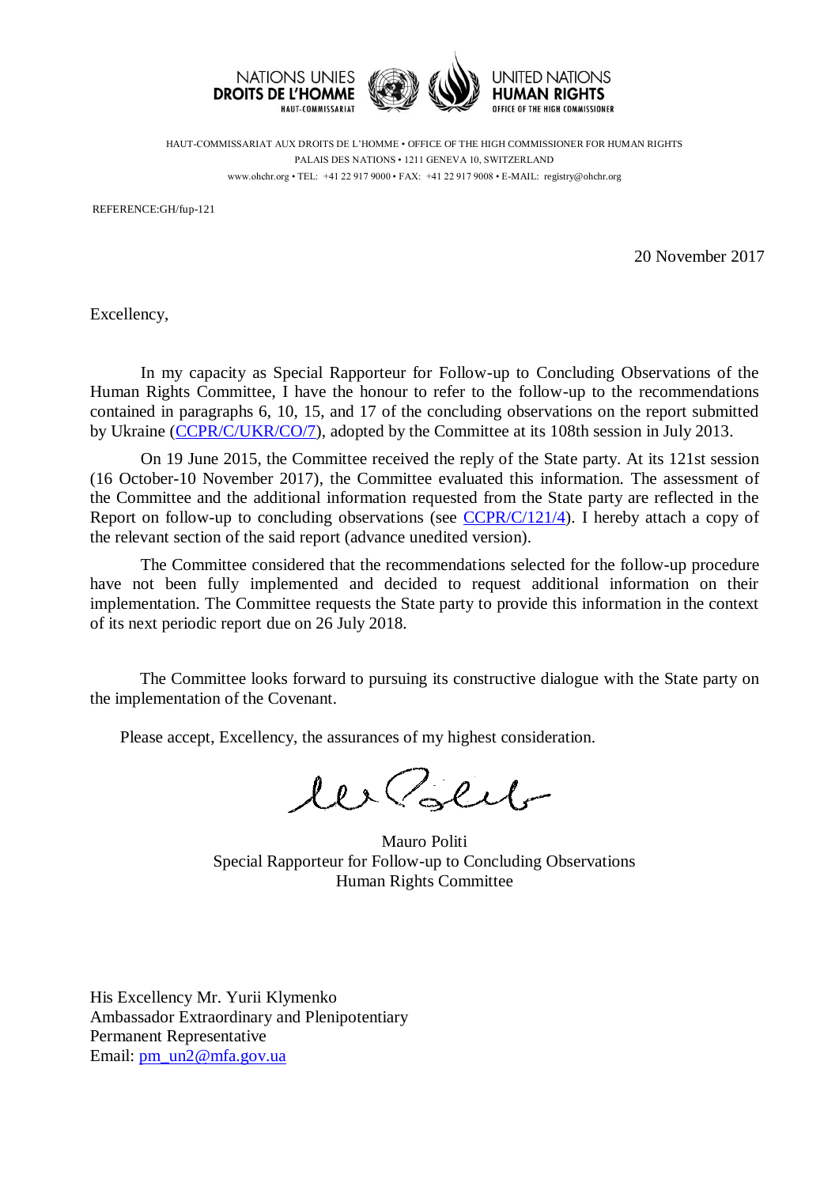NATIONS UNIES
**DROITS DE L'HOMME**
HAUT-COMMISSARIAT

UNITED NATIONS
**HUMAN RIGHTS**
OFFICE OF THE HIGH COMMISSIONER

HAUT-COMMISSARIAT AUX DROITS DE L'HOMME • OFFICE OF THE HIGH COMMISSIONER FOR HUMAN RIGHTS
PALAIS DES NATIONS • 1211 GENEVA 10, SWITZERLAND
www.ohchr.org • TEL: +41 22 917 9000 • FAX: +41 22 917 9008 • E-MAIL: registry@ohchr.org

REFERENCE:GH/fup-121

20 November 2017

Excellency,

In my capacity as Special Rapporteur for Follow-up to Concluding Observations of the Human Rights Committee, I have the honour to refer to the follow-up to the recommendations contained in paragraphs 6, 10, 15, and 17 of the concluding observations on the report submitted by Ukraine (CCPR/C/UKR/CO/7), adopted by the Committee at its 108th session in July 2013.

On 19 June 2015, the Committee received the reply of the State party. At its 121st session (16 October-10 November 2017), the Committee evaluated this information. The assessment of the Committee and the additional information requested from the State party are reflected in the Report on follow-up to concluding observations (see CCPR/C/121/4). I hereby attach a copy of the relevant section of the said report (advance unedited version).

The Committee considered that the recommendations selected for the follow-up procedure have not been fully implemented and decided to request additional information on their implementation. The Committee requests the State party to provide this information in the context of its next periodic report due on 26 July 2018.

The Committee looks forward to pursuing its constructive dialogue with the State party on the implementation of the Covenant.

Please accept, Excellency, the assurances of my highest consideration.

Mauro Politi
Special Rapporteur for Follow-up to Concluding Observations
Human Rights Committee

His Excellency Mr. Yurii Klymenko
Ambassador Extraordinary and Plenipotentiary
Permanent Representative
Email: pm_un2@mfa.gov.ua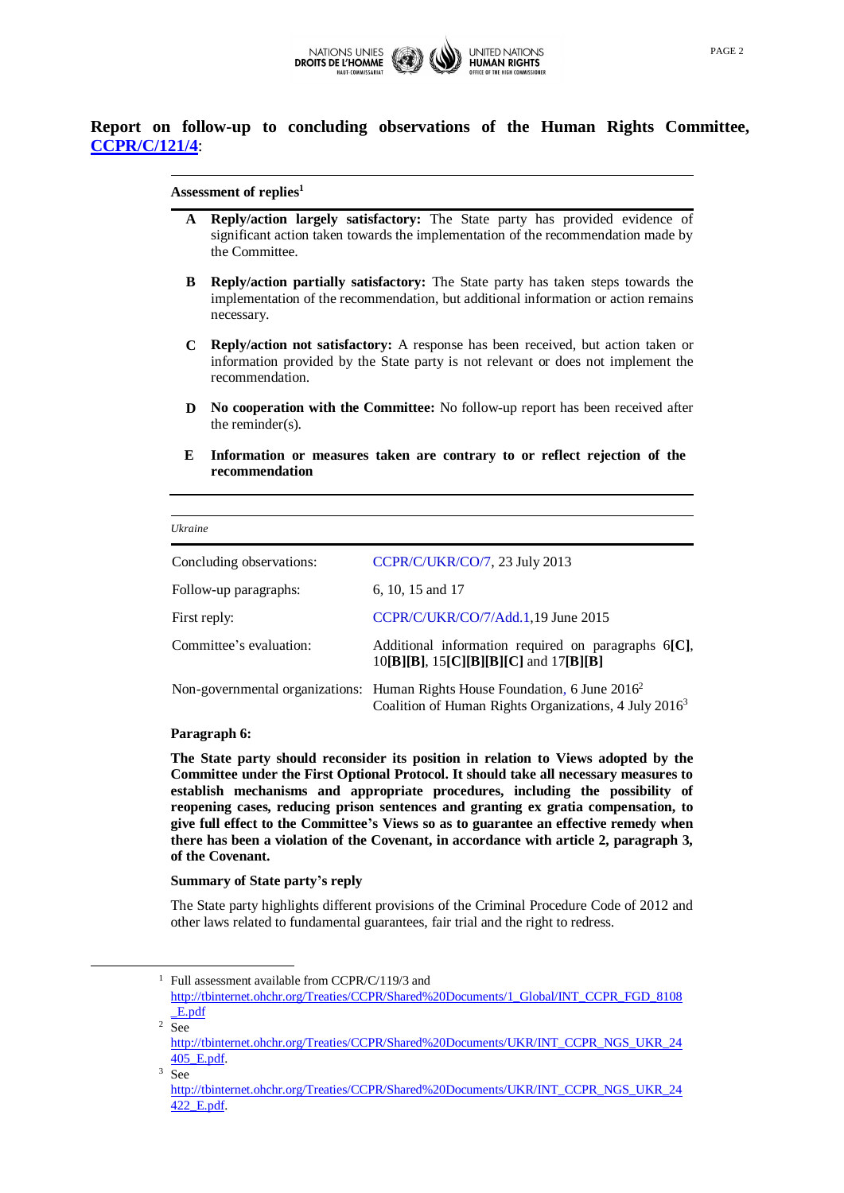## Report on follow-up to concluding observations of the Human Rights Committee, CCPR/C/121/4:

**Assessment of replies**[1]

**A** **Reply/action largely satisfactory:** The State party has provided evidence of significant action taken towards the implementation of the recommendation made by the Committee.

**B** **Reply/action partially satisfactory:** The State party has taken steps towards the implementation of the recommendation, but additional information or action remains necessary.

**C** **Reply/action not satisfactory:** A response has been received, but action taken or information provided by the State party is not relevant or does not implement the recommendation.

**D** **No cooperation with the Committee:** No follow-up report has been received after the reminder(s).

**E** **Information or measures taken are contrary to or reflect rejection of the recommendation**

*Ukraine*

| | |
|---|---|
| Concluding observations: | CCPR/C/UKR/CO/7, 23 July 2013 |
| Follow-up paragraphs: | 6, 10, 15 and 17 |
| First reply: | CCPR/C/UKR/CO/7/Add.1,19 June 2015 |
| Committee's evaluation: | Additional information required on paragraphs 6**[C]**, 10**[B][B]**, 15**[C][B][B][C]** and 17**[B][B]** |
| Non-governmental organizations: | Human Rights House Foundation, 6 June 2016[2] Coalition of Human Rights Organizations, 4 July 2016[3] |

**Paragraph 6:**

**The State party should reconsider its position in relation to Views adopted by the Committee under the First Optional Protocol. It should take all necessary measures to establish mechanisms and appropriate procedures, including the possibility of reopening cases, reducing prison sentences and granting ex gratia compensation, to give full effect to the Committee's Views so as to guarantee an effective remedy when there has been a violation of the Covenant, in accordance with article 2, paragraph 3, of the Covenant.**

**Summary of State party's reply**

The State party highlights different provisions of the Criminal Procedure Code of 2012 and other laws related to fundamental guarantees, fair trial and the right to redress.

---

[1] Full assessment available from CCPR/C/119/3 and http://tbinternet.ohchr.org/Treaties/CCPR/Shared%20Documents/1_Global/INT_CCPR_FGD_8108_E.pdf

[2] See http://tbinternet.ohchr.org/Treaties/CCPR/Shared%20Documents/UKR/INT_CCPR_NGS_UKR_24405_E.pdf.

[3] See http://tbinternet.ohchr.org/Treaties/CCPR/Shared%20Documents/UKR/INT_CCPR_NGS_UKR_24422_E.pdf.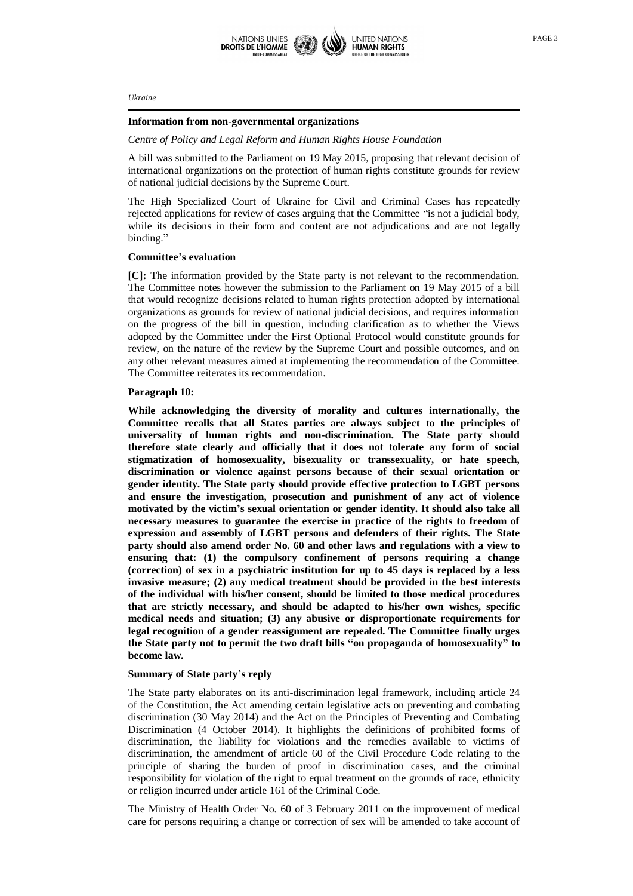*Ukraine*

**Information from non-governmental organizations**

*Centre of Policy and Legal Reform and Human Rights House Foundation*

A bill was submitted to the Parliament on 19 May 2015, proposing that relevant decision of international organizations on the protection of human rights constitute grounds for review of national judicial decisions by the Supreme Court.

The High Specialized Court of Ukraine for Civil and Criminal Cases has repeatedly rejected applications for review of cases arguing that the Committee "is not a judicial body, while its decisions in their form and content are not adjudications and are not legally binding."

**Committee's evaluation**

**[C]:** The information provided by the State party is not relevant to the recommendation. The Committee notes however the submission to the Parliament on 19 May 2015 of a bill that would recognize decisions related to human rights protection adopted by international organizations as grounds for review of national judicial decisions, and requires information on the progress of the bill in question, including clarification as to whether the Views adopted by the Committee under the First Optional Protocol would constitute grounds for review, on the nature of the review by the Supreme Court and possible outcomes, and on any other relevant measures aimed at implementing the recommendation of the Committee. The Committee reiterates its recommendation.

**Paragraph 10:**

**While acknowledging the diversity of morality and cultures internationally, the Committee recalls that all States parties are always subject to the principles of universality of human rights and non-discrimination. The State party should therefore state clearly and officially that it does not tolerate any form of social stigmatization of homosexuality, bisexuality or transsexuality, or hate speech, discrimination or violence against persons because of their sexual orientation or gender identity. The State party should provide effective protection to LGBT persons and ensure the investigation, prosecution and punishment of any act of violence motivated by the victim's sexual orientation or gender identity. It should also take all necessary measures to guarantee the exercise in practice of the rights to freedom of expression and assembly of LGBT persons and defenders of their rights. The State party should also amend order No. 60 and other laws and regulations with a view to ensuring that: (1) the compulsory confinement of persons requiring a change (correction) of sex in a psychiatric institution for up to 45 days is replaced by a less invasive measure; (2) any medical treatment should be provided in the best interests of the individual with his/her consent, should be limited to those medical procedures that are strictly necessary, and should be adapted to his/her own wishes, specific medical needs and situation; (3) any abusive or disproportionate requirements for legal recognition of a gender reassignment are repealed. The Committee finally urges the State party not to permit the two draft bills "on propaganda of homosexuality" to become law.**

**Summary of State party's reply**

The State party elaborates on its anti-discrimination legal framework, including article 24 of the Constitution, the Act amending certain legislative acts on preventing and combating discrimination (30 May 2014) and the Act on the Principles of Preventing and Combating Discrimination (4 October 2014). It highlights the definitions of prohibited forms of discrimination, the liability for violations and the remedies available to victims of discrimination, the amendment of article 60 of the Civil Procedure Code relating to the principle of sharing the burden of proof in discrimination cases, and the criminal responsibility for violation of the right to equal treatment on the grounds of race, ethnicity or religion incurred under article 161 of the Criminal Code.

The Ministry of Health Order No. 60 of 3 February 2011 on the improvement of medical care for persons requiring a change or correction of sex will be amended to take account of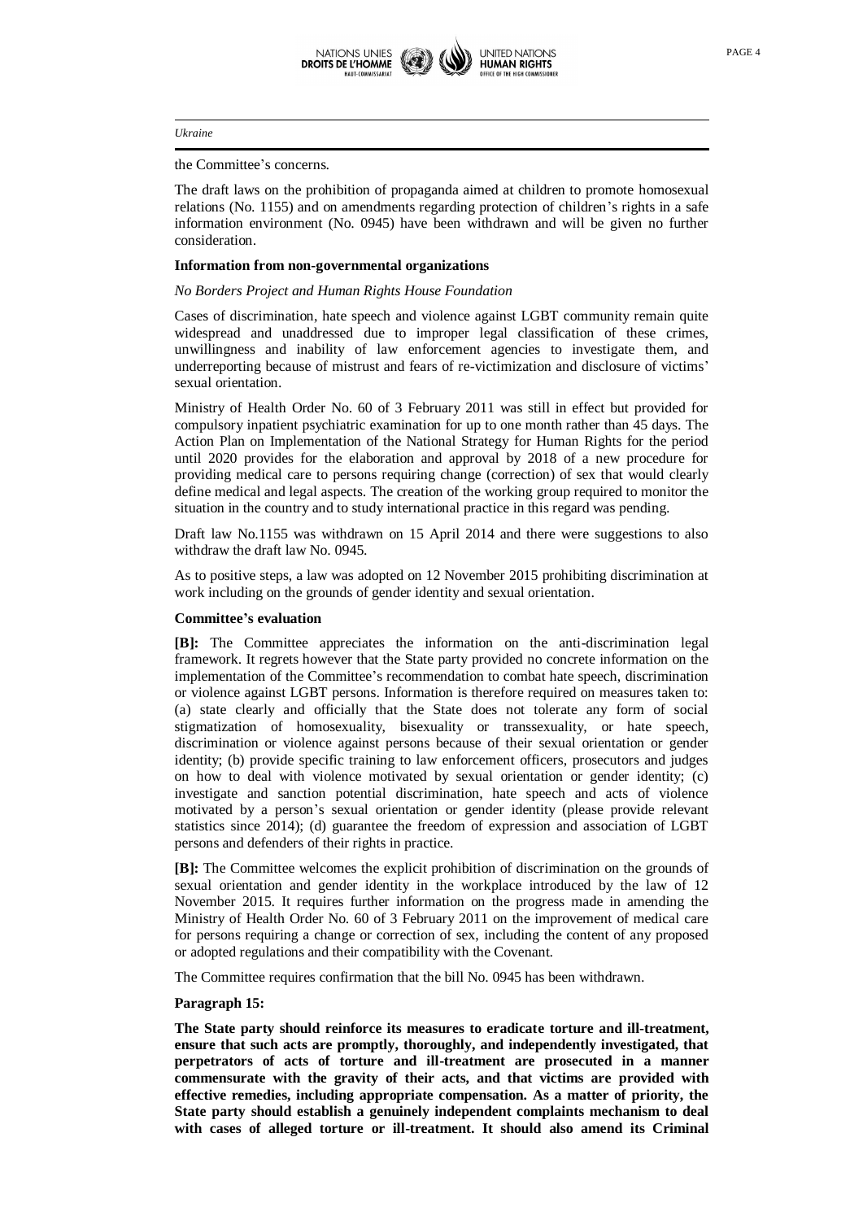the Committee's concerns.

The draft laws on the prohibition of propaganda aimed at children to promote homosexual relations (No. 1155) and on amendments regarding protection of children's rights in a safe information environment (No. 0945) have been withdrawn and will be given no further consideration.

**Information from non-governmental organizations**

*No Borders Project and Human Rights House Foundation*

Cases of discrimination, hate speech and violence against LGBT community remain quite widespread and unaddressed due to improper legal classification of these crimes, unwillingness and inability of law enforcement agencies to investigate them, and underreporting because of mistrust and fears of re-victimization and disclosure of victims' sexual orientation.

Ministry of Health Order No. 60 of 3 February 2011 was still in effect but provided for compulsory inpatient psychiatric examination for up to one month rather than 45 days. The Action Plan on Implementation of the National Strategy for Human Rights for the period until 2020 provides for the elaboration and approval by 2018 of a new procedure for providing medical care to persons requiring change (correction) of sex that would clearly define medical and legal aspects. The creation of the working group required to monitor the situation in the country and to study international practice in this regard was pending.

Draft law No.1155 was withdrawn on 15 April 2014 and there were suggestions to also withdraw the draft law No. 0945.

As to positive steps, a law was adopted on 12 November 2015 prohibiting discrimination at work including on the grounds of gender identity and sexual orientation.

**Committee's evaluation**

**[B]:** The Committee appreciates the information on the anti-discrimination legal framework. It regrets however that the State party provided no concrete information on the implementation of the Committee's recommendation to combat hate speech, discrimination or violence against LGBT persons. Information is therefore required on measures taken to: (a) state clearly and officially that the State does not tolerate any form of social stigmatization of homosexuality, bisexuality or transsexuality, or hate speech, discrimination or violence against persons because of their sexual orientation or gender identity; (b) provide specific training to law enforcement officers, prosecutors and judges on how to deal with violence motivated by sexual orientation or gender identity; (c) investigate and sanction potential discrimination, hate speech and acts of violence motivated by a person's sexual orientation or gender identity (please provide relevant statistics since 2014); (d) guarantee the freedom of expression and association of LGBT persons and defenders of their rights in practice.

**[B]:** The Committee welcomes the explicit prohibition of discrimination on the grounds of sexual orientation and gender identity in the workplace introduced by the law of 12 November 2015. It requires further information on the progress made in amending the Ministry of Health Order No. 60 of 3 February 2011 on the improvement of medical care for persons requiring a change or correction of sex, including the content of any proposed or adopted regulations and their compatibility with the Covenant.

The Committee requires confirmation that the bill No. 0945 has been withdrawn.

**Paragraph 15:**

**The State party should reinforce its measures to eradicate torture and ill-treatment, ensure that such acts are promptly, thoroughly, and independently investigated, that perpetrators of acts of torture and ill-treatment are prosecuted in a manner commensurate with the gravity of their acts, and that victims are provided with effective remedies, including appropriate compensation. As a matter of priority, the State party should establish a genuinely independent complaints mechanism to deal with cases of alleged torture or ill-treatment. It should also amend its Criminal**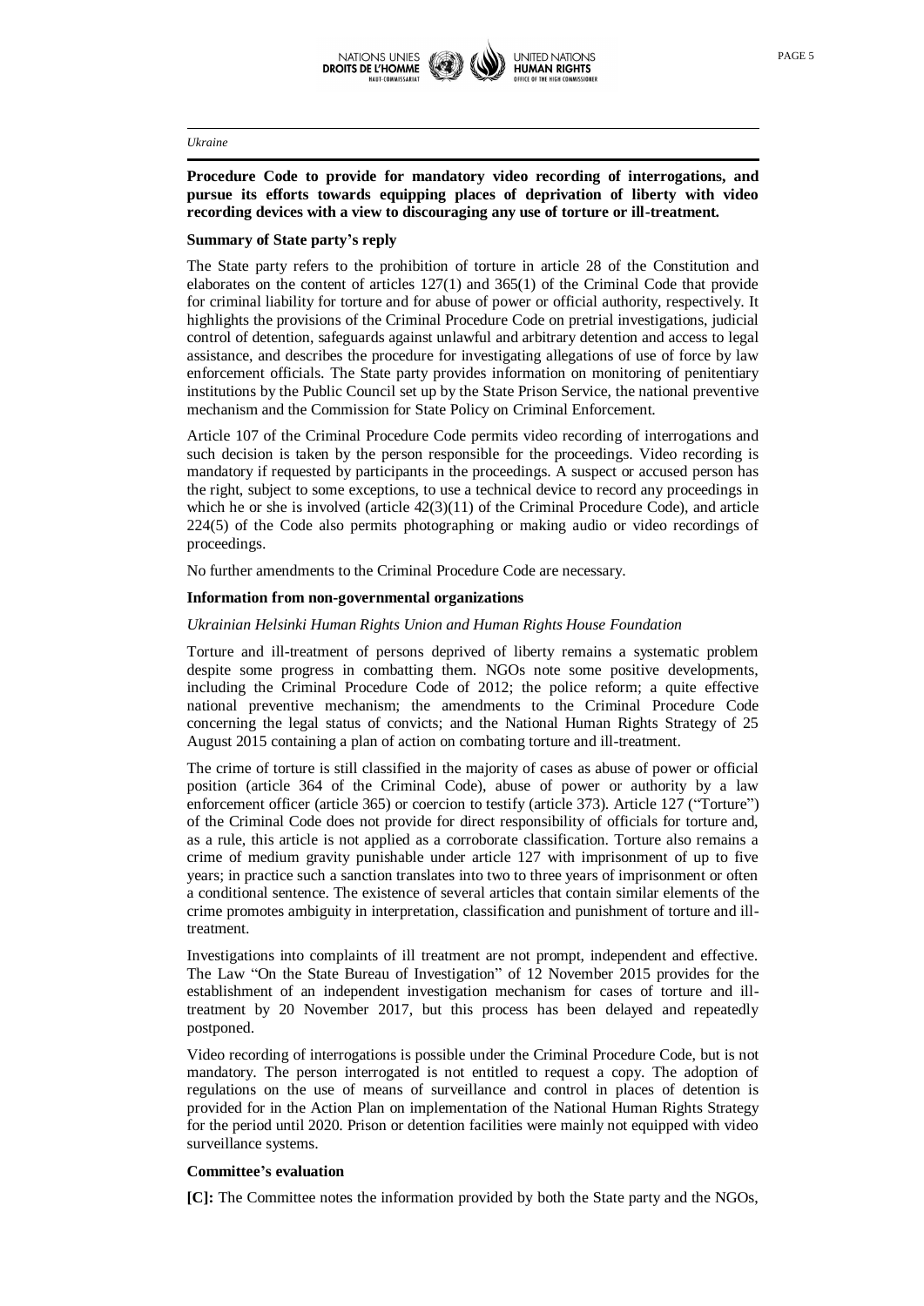**Procedure Code to provide for mandatory video recording of interrogations, and pursue its efforts towards equipping places of deprivation of liberty with video recording devices with a view to discouraging any use of torture or ill-treatment.**

**Summary of State party's reply**

The State party refers to the prohibition of torture in article 28 of the Constitution and elaborates on the content of articles 127(1) and 365(1) of the Criminal Code that provide for criminal liability for torture and for abuse of power or official authority, respectively. It highlights the provisions of the Criminal Procedure Code on pretrial investigations, judicial control of detention, safeguards against unlawful and arbitrary detention and access to legal assistance, and describes the procedure for investigating allegations of use of force by law enforcement officials. The State party provides information on monitoring of penitentiary institutions by the Public Council set up by the State Prison Service, the national preventive mechanism and the Commission for State Policy on Criminal Enforcement.

Article 107 of the Criminal Procedure Code permits video recording of interrogations and such decision is taken by the person responsible for the proceedings. Video recording is mandatory if requested by participants in the proceedings. A suspect or accused person has the right, subject to some exceptions, to use a technical device to record any proceedings in which he or she is involved (article 42(3)(11) of the Criminal Procedure Code), and article 224(5) of the Code also permits photographing or making audio or video recordings of proceedings.

No further amendments to the Criminal Procedure Code are necessary.

**Information from non-governmental organizations**

*Ukrainian Helsinki Human Rights Union and Human Rights House Foundation*

Torture and ill-treatment of persons deprived of liberty remains a systematic problem despite some progress in combatting them. NGOs note some positive developments, including the Criminal Procedure Code of 2012; the police reform; a quite effective national preventive mechanism; the amendments to the Criminal Procedure Code concerning the legal status of convicts; and the National Human Rights Strategy of 25 August 2015 containing a plan of action on combating torture and ill-treatment.

The crime of torture is still classified in the majority of cases as abuse of power or official position (article 364 of the Criminal Code), abuse of power or authority by a law enforcement officer (article 365) or coercion to testify (article 373). Article 127 ("Torture") of the Criminal Code does not provide for direct responsibility of officials for torture and, as a rule, this article is not applied as a corroborate classification. Torture also remains a crime of medium gravity punishable under article 127 with imprisonment of up to five years; in practice such a sanction translates into two to three years of imprisonment or often a conditional sentence. The existence of several articles that contain similar elements of the crime promotes ambiguity in interpretation, classification and punishment of torture and ill-treatment.

Investigations into complaints of ill treatment are not prompt, independent and effective. The Law "On the State Bureau of Investigation" of 12 November 2015 provides for the establishment of an independent investigation mechanism for cases of torture and ill-treatment by 20 November 2017, but this process has been delayed and repeatedly postponed.

Video recording of interrogations is possible under the Criminal Procedure Code, but is not mandatory. The person interrogated is not entitled to request a copy. The adoption of regulations on the use of means of surveillance and control in places of detention is provided for in the Action Plan on implementation of the National Human Rights Strategy for the period until 2020. Prison or detention facilities were mainly not equipped with video surveillance systems.

**Committee's evaluation**

**[C]:** The Committee notes the information provided by both the State party and the NGOs,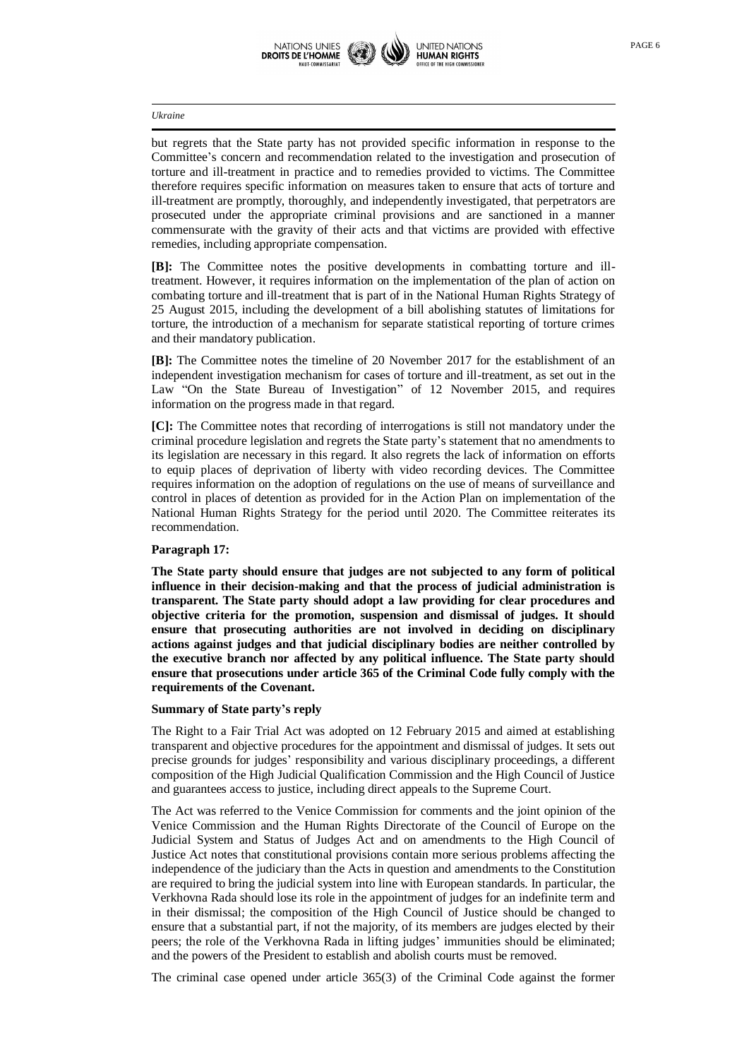but regrets that the State party has not provided specific information in response to the Committee's concern and recommendation related to the investigation and prosecution of torture and ill-treatment in practice and to remedies provided to victims. The Committee therefore requires specific information on measures taken to ensure that acts of torture and ill-treatment are promptly, thoroughly, and independently investigated, that perpetrators are prosecuted under the appropriate criminal provisions and are sanctioned in a manner commensurate with the gravity of their acts and that victims are provided with effective remedies, including appropriate compensation.

**[B]:** The Committee notes the positive developments in combatting torture and ill-treatment. However, it requires information on the implementation of the plan of action on combating torture and ill-treatment that is part of in the National Human Rights Strategy of 25 August 2015, including the development of a bill abolishing statutes of limitations for torture, the introduction of a mechanism for separate statistical reporting of torture crimes and their mandatory publication.

**[B]:** The Committee notes the timeline of 20 November 2017 for the establishment of an independent investigation mechanism for cases of torture and ill-treatment, as set out in the Law "On the State Bureau of Investigation" of 12 November 2015, and requires information on the progress made in that regard.

**[C]:** The Committee notes that recording of interrogations is still not mandatory under the criminal procedure legislation and regrets the State party's statement that no amendments to its legislation are necessary in this regard. It also regrets the lack of information on efforts to equip places of deprivation of liberty with video recording devices. The Committee requires information on the adoption of regulations on the use of means of surveillance and control in places of detention as provided for in the Action Plan on implementation of the National Human Rights Strategy for the period until 2020. The Committee reiterates its recommendation.

**Paragraph 17:**

**The State party should ensure that judges are not subjected to any form of political influence in their decision-making and that the process of judicial administration is transparent. The State party should adopt a law providing for clear procedures and objective criteria for the promotion, suspension and dismissal of judges. It should ensure that prosecuting authorities are not involved in deciding on disciplinary actions against judges and that judicial disciplinary bodies are neither controlled by the executive branch nor affected by any political influence. The State party should ensure that prosecutions under article 365 of the Criminal Code fully comply with the requirements of the Covenant.**

**Summary of State party's reply**

The Right to a Fair Trial Act was adopted on 12 February 2015 and aimed at establishing transparent and objective procedures for the appointment and dismissal of judges. It sets out precise grounds for judges' responsibility and various disciplinary proceedings, a different composition of the High Judicial Qualification Commission and the High Council of Justice and guarantees access to justice, including direct appeals to the Supreme Court.

The Act was referred to the Venice Commission for comments and the joint opinion of the Venice Commission and the Human Rights Directorate of the Council of Europe on the Judicial System and Status of Judges Act and on amendments to the High Council of Justice Act notes that constitutional provisions contain more serious problems affecting the independence of the judiciary than the Acts in question and amendments to the Constitution are required to bring the judicial system into line with European standards. In particular, the Verkhovna Rada should lose its role in the appointment of judges for an indefinite term and in their dismissal; the composition of the High Council of Justice should be changed to ensure that a substantial part, if not the majority, of its members are judges elected by their peers; the role of the Verkhovna Rada in lifting judges' immunities should be eliminated; and the powers of the President to establish and abolish courts must be removed.

The criminal case opened under article 365(3) of the Criminal Code against the former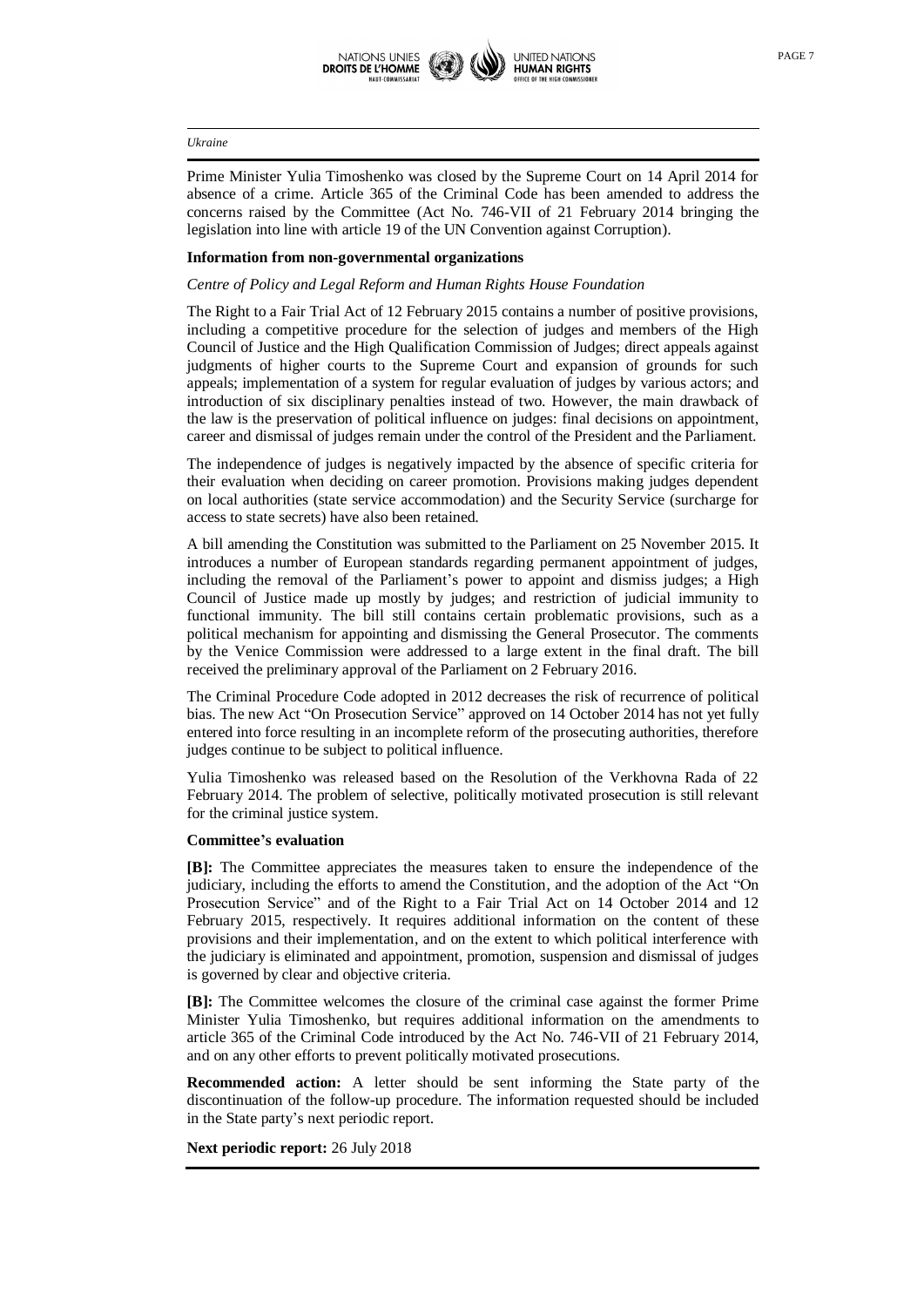Prime Minister Yulia Timoshenko was closed by the Supreme Court on 14 April 2014 for absence of a crime. Article 365 of the Criminal Code has been amended to address the concerns raised by the Committee (Act No. 746-VII of 21 February 2014 bringing the legislation into line with article 19 of the UN Convention against Corruption).

**Information from non-governmental organizations**

*Centre of Policy and Legal Reform and Human Rights House Foundation*

The Right to a Fair Trial Act of 12 February 2015 contains a number of positive provisions, including a competitive procedure for the selection of judges and members of the High Council of Justice and the High Qualification Commission of Judges; direct appeals against judgments of higher courts to the Supreme Court and expansion of grounds for such appeals; implementation of a system for regular evaluation of judges by various actors; and introduction of six disciplinary penalties instead of two. However, the main drawback of the law is the preservation of political influence on judges: final decisions on appointment, career and dismissal of judges remain under the control of the President and the Parliament.

The independence of judges is negatively impacted by the absence of specific criteria for their evaluation when deciding on career promotion. Provisions making judges dependent on local authorities (state service accommodation) and the Security Service (surcharge for access to state secrets) have also been retained.

A bill amending the Constitution was submitted to the Parliament on 25 November 2015. It introduces a number of European standards regarding permanent appointment of judges, including the removal of the Parliament's power to appoint and dismiss judges; a High Council of Justice made up mostly by judges; and restriction of judicial immunity to functional immunity. The bill still contains certain problematic provisions, such as a political mechanism for appointing and dismissing the General Prosecutor. The comments by the Venice Commission were addressed to a large extent in the final draft. The bill received the preliminary approval of the Parliament on 2 February 2016.

The Criminal Procedure Code adopted in 2012 decreases the risk of recurrence of political bias. The new Act "On Prosecution Service" approved on 14 October 2014 has not yet fully entered into force resulting in an incomplete reform of the prosecuting authorities, therefore judges continue to be subject to political influence.

Yulia Timoshenko was released based on the Resolution of the Verkhovna Rada of 22 February 2014. The problem of selective, politically motivated prosecution is still relevant for the criminal justice system.

**Committee's evaluation**

**[B]:** The Committee appreciates the measures taken to ensure the independence of the judiciary, including the efforts to amend the Constitution, and the adoption of the Act "On Prosecution Service" and of the Right to a Fair Trial Act on 14 October 2014 and 12 February 2015, respectively. It requires additional information on the content of these provisions and their implementation, and on the extent to which political interference with the judiciary is eliminated and appointment, promotion, suspension and dismissal of judges is governed by clear and objective criteria.

**[B]:** The Committee welcomes the closure of the criminal case against the former Prime Minister Yulia Timoshenko, but requires additional information on the amendments to article 365 of the Criminal Code introduced by the Act No. 746-VII of 21 February 2014, and on any other efforts to prevent politically motivated prosecutions.

**Recommended action:** A letter should be sent informing the State party of the discontinuation of the follow-up procedure. The information requested should be included in the State party's next periodic report.

**Next periodic report:** 26 July 2018